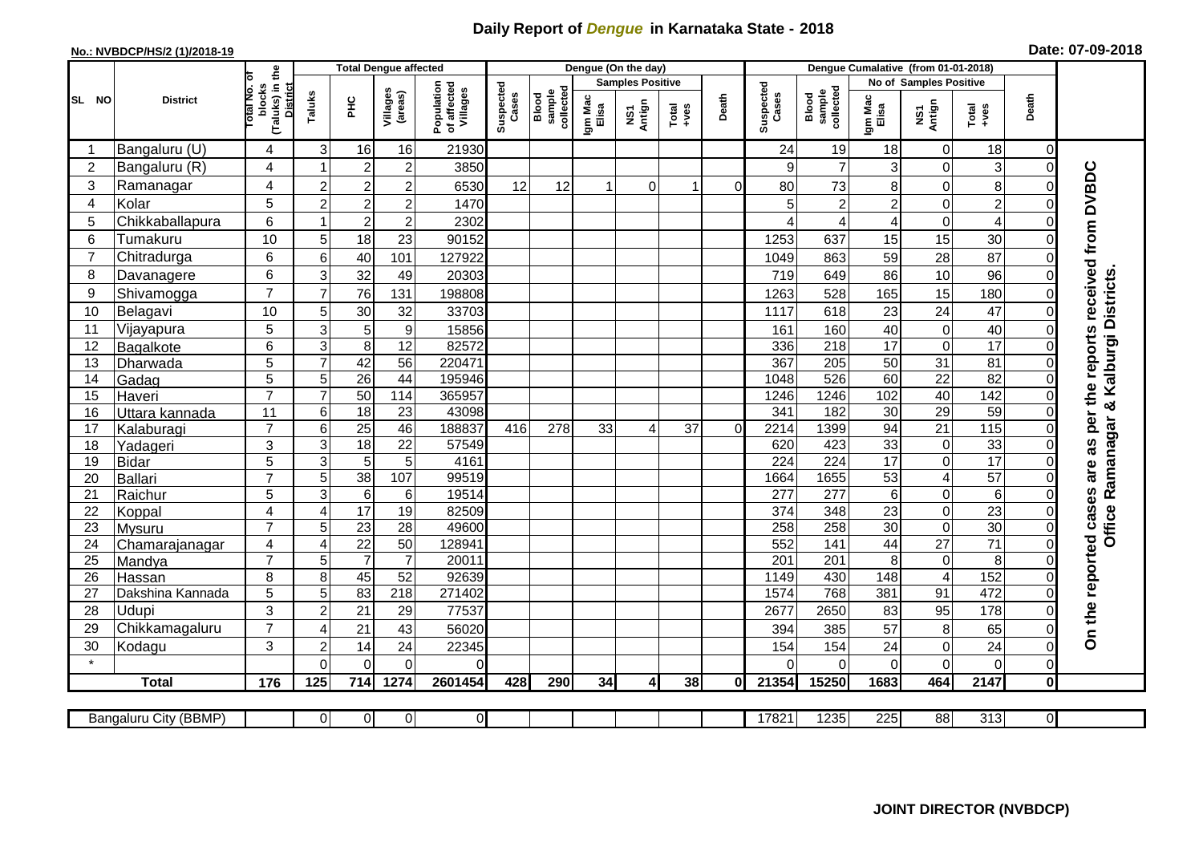# Daily Report of *Dengue* in Karnataka State - 2018

**No.: NVBDCP/HS/2 (1)/2018-19**

**Date: 07-09-2018**

| SL NO | District | Total No. of blocks (Taluks) in the District | Total Dengue affected | | | | Dengue (On the day) | | | | | | | Dengue Cumalative (from 01-01-2018) | | | | | | | |
|---|---|---|---|---|---|---|---|---|---|---|---|---|---|---|---|---|---|---|---|---|
| | | | Taluks | PHC | Villages (areas) | Population of affected Villages | Suspected Cases | Blood sample collected | Samples Positive | | | Death | Suspected Cases | Blood sample collected | No of Samples Positive | | | Death | |
| | | | | | | | | | Igm Mac Elisa | NS1 Antign | Total +ves | | | | Igm Mac Elisa | NS1 Antign | Total +ves | | |
| 1 | Bangaluru (U) | 4 | 3 | 16 | 16 | 21930 | | | | | | | 24 | 19 | 18 | 0 | 18 | 0 | On the reported cases are as per the reports received from DVBDC Office Ramanagar & Kalburgi Districts. |
| 2 | Bangaluru (R) | 4 | 1 | 2 | 2 | 3850 | | | | | | | 9 | 7 | 3 | 0 | 3 | 0 | |
| 3 | Ramanagar | 4 | 2 | 2 | 2 | 6530 | 12 | 12 | 1 | 0 | 1 | 0 | 80 | 73 | 8 | 0 | 8 | 0 | |
| 4 | Kolar | 5 | 2 | 2 | 2 | 1470 | | | | | | | 5 | 2 | 2 | 0 | 2 | 0 | |
| 5 | Chikkaballapura | 6 | 1 | 2 | 2 | 2302 | | | | | | | 4 | 4 | 4 | 0 | 4 | 0 | |
| 6 | Tumakuru | 10 | 5 | 18 | 23 | 90152 | | | | | | | 1253 | 637 | 15 | 15 | 30 | 0 | |
| 7 | Chitradurga | 6 | 6 | 40 | 101 | 127922 | | | | | | | 1049 | 863 | 59 | 28 | 87 | 0 | |
| 8 | Davanagere | 6 | 3 | 32 | 49 | 20303 | | | | | | | 719 | 649 | 86 | 10 | 96 | 0 | |
| 9 | Shivamogga | 7 | 7 | 76 | 131 | 198808 | | | | | | | 1263 | 528 | 165 | 15 | 180 | 0 | |
| 10 | Belagavi | 10 | 5 | 30 | 32 | 33703 | | | | | | | 1117 | 618 | 23 | 24 | 47 | 0 | |
| 11 | Vijayapura | 5 | 3 | 5 | 9 | 15856 | | | | | | | 161 | 160 | 40 | 0 | 40 | 0 | |
| 12 | Bagalkote | 6 | 3 | 8 | 12 | 82572 | | | | | | | 336 | 218 | 17 | 0 | 17 | 0 | |
| 13 | Dharwada | 5 | 7 | 42 | 56 | 220471 | | | | | | | 367 | 205 | 50 | 31 | 81 | 0 | |
| 14 | Gadag | 5 | 5 | 26 | 44 | 195946 | | | | | | | 1048 | 526 | 60 | 22 | 82 | 0 | |
| 15 | Haveri | 7 | 7 | 50 | 114 | 365957 | | | | | | | 1246 | 1246 | 102 | 40 | 142 | 0 | |
| 16 | Uttara kannada | 11 | 6 | 18 | 23 | 43098 | | | | | | | 341 | 182 | 30 | 29 | 59 | 0 | |
| 17 | Kalaburagi | 7 | 6 | 25 | 46 | 188837 | 416 | 278 | 33 | 4 | 37 | 0 | 2214 | 1399 | 94 | 21 | 115 | 0 | |
| 18 | Yadageri | 3 | 3 | 18 | 22 | 57549 | | | | | | | 620 | 423 | 33 | 0 | 33 | 0 | |
| 19 | Bidar | 5 | 3 | 5 | 5 | 4161 | | | | | | | 224 | 224 | 17 | 0 | 17 | 0 | |
| 20 | Ballari | 7 | 5 | 38 | 107 | 99519 | | | | | | | 1664 | 1655 | 53 | 4 | 57 | 0 | |
| 21 | Raichur | 5 | 3 | 6 | 6 | 19514 | | | | | | | 277 | 277 | 6 | 0 | 6 | 0 | |
| 22 | Koppal | 4 | 4 | 17 | 19 | 82509 | | | | | | | 374 | 348 | 23 | 0 | 23 | 0 | |
| 23 | Mysuru | 7 | 5 | 23 | 28 | 49600 | | | | | | | 258 | 258 | 30 | 0 | 30 | 0 | |
| 24 | Chamarajanagar | 4 | 4 | 22 | 50 | 128941 | | | | | | | 552 | 141 | 44 | 27 | 71 | 0 | |
| 25 | Mandya | 7 | 5 | 7 | 7 | 20011 | | | | | | | 201 | 201 | 8 | 0 | 8 | 0 | |
| 26 | Hassan | 8 | 8 | 45 | 52 | 92639 | | | | | | | 1149 | 430 | 148 | 4 | 152 | 0 | |
| 27 | Dakshina Kannada | 5 | 5 | 83 | 218 | 271402 | | | | | | | 1574 | 768 | 381 | 91 | 472 | 0 | |
| 28 | Udupi | 3 | 2 | 21 | 29 | 77537 | | | | | | | 2677 | 2650 | 83 | 95 | 178 | 0 | |
| 29 | Chikkamagaluru | 7 | 4 | 21 | 43 | 56020 | | | | | | | 394 | 385 | 57 | 8 | 65 | 0 | |
| 30 | Kodagu | 3 | 2 | 14 | 24 | 22345 | | | | | | | 154 | 154 | 24 | 0 | 24 | 0 | |
| * | | | 0 | 0 | 0 | 0 | | | | | | | 0 | 0 | 0 | 0 | 0 | 0 | |
| **Total** | | **176** | **125** | **714** | **1274** | **2601454** | **428** | **290** | **34** | **4** | **38** | **0** | **21354** | **15250** | **1683** | **464** | **2147** | **0** | |

| Bangaluru City (BBMP) | | 0 | 0 | 0 | 0 | | | | | | | 17821 | 1235 | 225 | 88 | 313 | 0 | |
|---|---|---|---|---|---|---|---|---|---|---|---|---|---|---|---|---|---|---|

**JOINT DIRECTOR (NVBDCP)**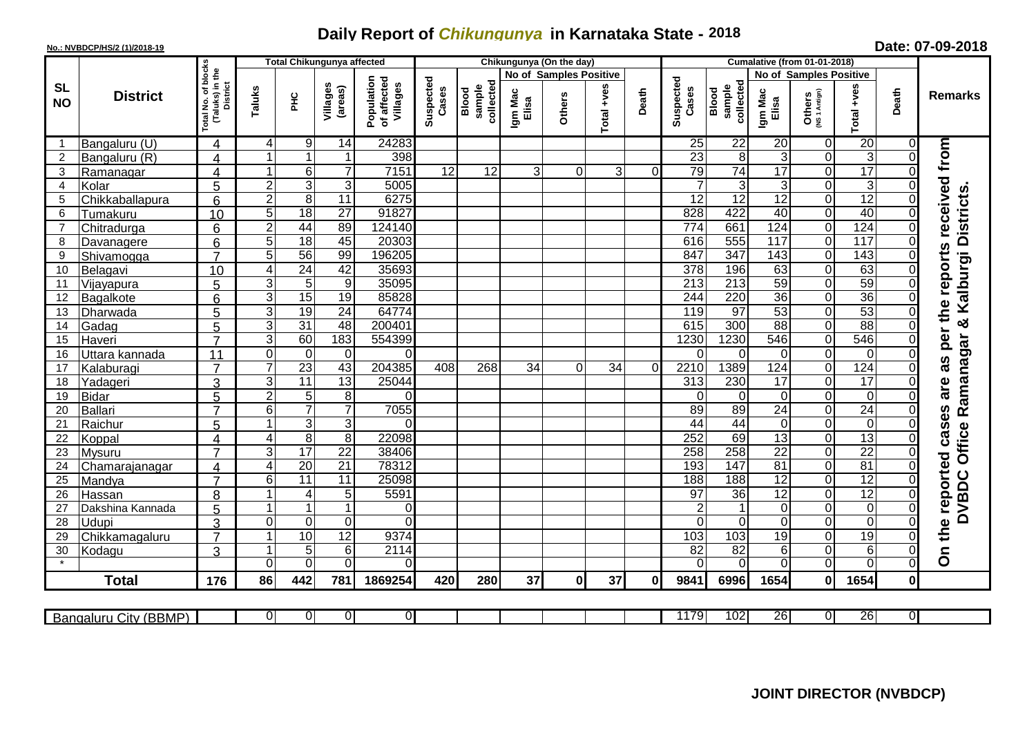# Daily Report of *Chikungunya* in Karnataka State - 2018

**No.: NVBDCP/HS/2 (1)/2018-19**

**Date: 07-09-2018**

| SL NO | District | Total No. of blocks (Taluks) in the District | Total Chikungunya affected | | | | Chikungunya (On the day) | | | | | | | Cumalative (from 01-01-2018) | | | | | | | Remarks |
|---|---|---|---|---|---|---|---|---|---|---|---|---|---|---|---|---|---|---|---|---|---|
| | | | | | | | | | No of Samples Positive | | | | | | | No of Samples Positive | | | | | |
| | | | Taluks | PHC | Villages (areas) | Population of affected Villages | Suspected Cases | Blood sample collected | Igm Mac Elisa | Others | Total +ves | Death | Suspected Cases | Blood sample collected | Igm Mac Elisa | Others (NS 1 Antign) | Total +ves | Death | |
| 1 | Bangaluru (U) | 4 | 4 | 9 | 14 | 24283 | | | | | | | 25 | 22 | 20 | 0 | 20 | 0 | On the reported cases are as per the reports received from DVBDC Office Ramanagar & Kalburgi Districts. |
| 2 | Bangaluru (R) | 4 | 1 | 1 | 1 | 398 | | | | | | | 23 | 8 | 3 | 0 | 3 | 0 | |
| 3 | Ramanagar | 4 | 1 | 6 | 7 | 7151 | 12 | 12 | 3 | 0 | 3 | 0 | 79 | 74 | 17 | 0 | 17 | 0 | |
| 4 | Kolar | 5 | 2 | 3 | 3 | 5005 | | | | | | | 7 | 3 | 3 | 0 | 3 | 0 | |
| 5 | Chikkaballapura | 6 | 2 | 8 | 11 | 6275 | | | | | | | 12 | 12 | 12 | 0 | 12 | 0 | |
| 6 | Tumakuru | 10 | 5 | 18 | 27 | 91827 | | | | | | | 828 | 422 | 40 | 0 | 40 | 0 | |
| 7 | Chitradurga | 6 | 2 | 44 | 89 | 124140 | | | | | | | 774 | 661 | 124 | 0 | 124 | 0 | |
| 8 | Davanagere | 6 | 5 | 18 | 45 | 20303 | | | | | | | 616 | 555 | 117 | 0 | 117 | 0 | |
| 9 | Shivamogga | 7 | 5 | 56 | 99 | 196205 | | | | | | | 847 | 347 | 143 | 0 | 143 | 0 | |
| 10 | Belagavi | 10 | 4 | 24 | 42 | 35693 | | | | | | | 378 | 196 | 63 | 0 | 63 | 0 | |
| 11 | Vijayapura | 5 | 3 | 5 | 9 | 35095 | | | | | | | 213 | 213 | 59 | 0 | 59 | 0 | |
| 12 | Bagalkote | 6 | 3 | 15 | 19 | 85828 | | | | | | | 244 | 220 | 36 | 0 | 36 | 0 | |
| 13 | Dharwada | 5 | 3 | 19 | 24 | 64774 | | | | | | | 119 | 97 | 53 | 0 | 53 | 0 | |
| 14 | Gadag | 5 | 3 | 31 | 48 | 200401 | | | | | | | 615 | 300 | 88 | 0 | 88 | 0 | |
| 15 | Haveri | 7 | 3 | 60 | 183 | 554399 | | | | | | | 1230 | 1230 | 546 | 0 | 546 | 0 | |
| 16 | Uttara kannada | 11 | 0 | 0 | 0 | 0 | | | | | | | 0 | 0 | 0 | 0 | 0 | 0 | |
| 17 | Kalaburagi | 7 | 7 | 23 | 43 | 204385 | 408 | 268 | 34 | 0 | 34 | 0 | 2210 | 1389 | 124 | 0 | 124 | 0 | |
| 18 | Yadageri | 3 | 3 | 11 | 13 | 25044 | | | | | | | 313 | 230 | 17 | 0 | 17 | 0 | |
| 19 | Bidar | 5 | 2 | 5 | 8 | 0 | | | | | | | 0 | 0 | 0 | 0 | 0 | 0 | |
| 20 | Ballari | 7 | 6 | 7 | 7 | 7055 | | | | | | | 89 | 89 | 24 | 0 | 24 | 0 | |
| 21 | Raichur | 5 | 1 | 3 | 3 | 0 | | | | | | | 44 | 44 | 0 | 0 | 0 | 0 | |
| 22 | Koppal | 4 | 4 | 8 | 8 | 22098 | | | | | | | 252 | 69 | 13 | 0 | 13 | 0 | |
| 23 | Mysuru | 7 | 3 | 17 | 22 | 38406 | | | | | | | 258 | 258 | 22 | 0 | 22 | 0 | |
| 24 | Chamarajanagar | 4 | 4 | 20 | 21 | 78312 | | | | | | | 193 | 147 | 81 | 0 | 81 | 0 | |
| 25 | Mandya | 7 | 6 | 11 | 11 | 25098 | | | | | | | 188 | 188 | 12 | 0 | 12 | 0 | |
| 26 | Hassan | 8 | 1 | 4 | 5 | 5591 | | | | | | | 97 | 36 | 12 | 0 | 12 | 0 | |
| 27 | Dakshina Kannada | 5 | 1 | 1 | 1 | 0 | | | | | | | 2 | 1 | 0 | 0 | 0 | 0 | |
| 28 | Udupi | 3 | 0 | 0 | 0 | 0 | | | | | | | 0 | 0 | 0 | 0 | 0 | 0 | |
| 29 | Chikkamagaluru | 7 | 1 | 10 | 12 | 9374 | | | | | | | 103 | 103 | 19 | 0 | 19 | 0 | |
| 30 | Kodagu | 3 | 1 | 5 | 6 | 2114 | | | | | | | 82 | 82 | 6 | 0 | 6 | 0 | |
| * | | | 0 | 0 | 0 | 0 | | | | | | | 0 | 0 | 0 | 0 | 0 | 0 | |
| **Total** | | **176** | **86** | **442** | **781** | **1869254** | **420** | **280** | **37** | **0** | **37** | **0** | **9841** | **6996** | **1654** | **0** | **1654** | **0** | |

| | | | | | | | | | | | | | | | | | | |
|---|---|---|---|---|---|---|---|---|---|---|---|---|---|---|---|---|---|---|
| Bangaluru City (BBMP) | | 0 | 0 | 0 | 0 | | | | | | | 1179 | 102 | 26 | 0 | 26 | 0 | |

**JOINT DIRECTOR (NVBDCP)**